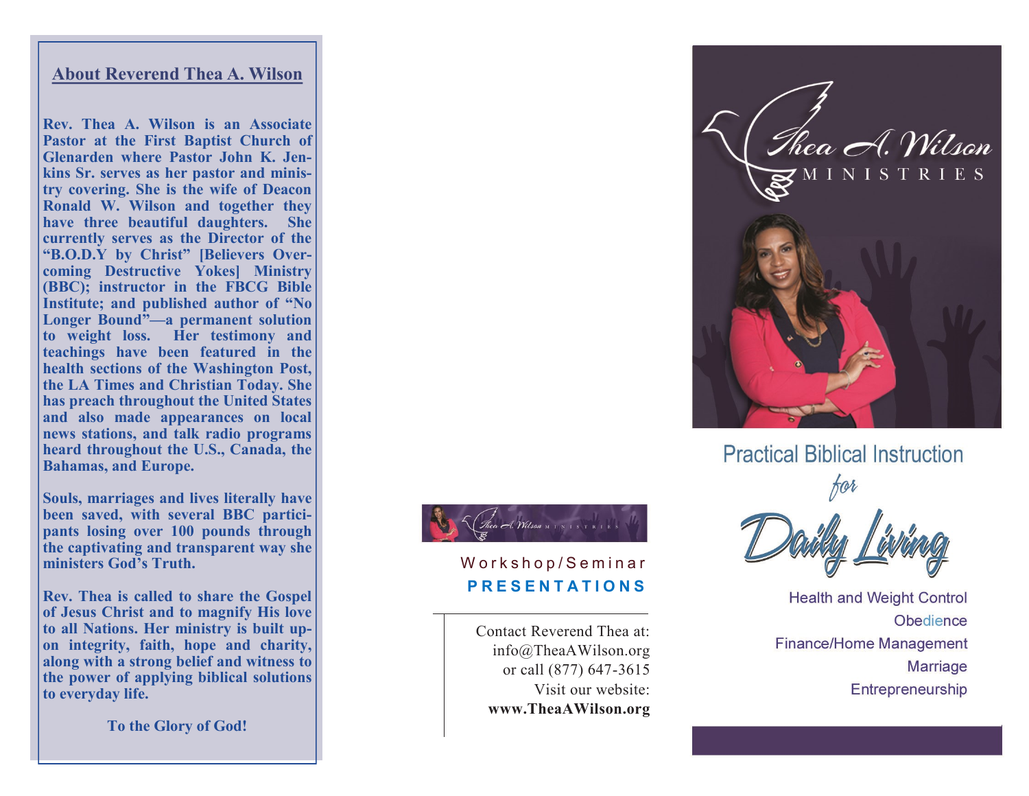## About Reverend Thea A. Wilson

**Rev. Thea A. Wilson is an Associate Pastor at the First Baptist Church of Glenarden where Pastor John K. Jenkins Sr. serves as her pastor and ministry covering. She is the wife of Deacon Ronald W. Wilson and together they have three beautiful daughters. She currently serves as the Director of the "B.O.D.Y by Christ" [Believers Overcoming Destructive Yokes] Ministry (BBC); instructor in the FBCG Bible Institute; and published author of "No Longer Bound"—a permanent solution to weight loss. Her testimony and teachings have been featured in the health sections of the Washington Post, the LA Times and Christian Today. She has preach throughout the United States and also made appearances on local news stations, and talk radio programs heard throughout the U.S., Canada, the Bahamas, and Europe.**

**Souls, marriages and lives literally have been saved, with several BBC participants losing over 100 pounds through the captivating and transparent way she ministers God's Truth.**

**Rev. Thea is called to share the Gospel of Jesus Christ and to magnify His love to all Nations. Her ministry is built upon integrity, faith, hope and charity, along with a strong belief and witness to the power of applying biblical solutions to everyday life.**

**To the Glory of God!**

Thea A. Wilson MINISTRIES

Workshop/Seminar

**PRESENTATIONS**

Contact Reverend Thea at:
info@TheaAWilson.org
or call (877) 647-3615
Visit our website:
**www.TheaAWilson.org**

Thea A. Wilson MINISTRIES

# Practical Biblical Instruction *for* Daily Living

Health and Weight Control
Obedience
Finance/Home Management
Marriage
Entrepreneurship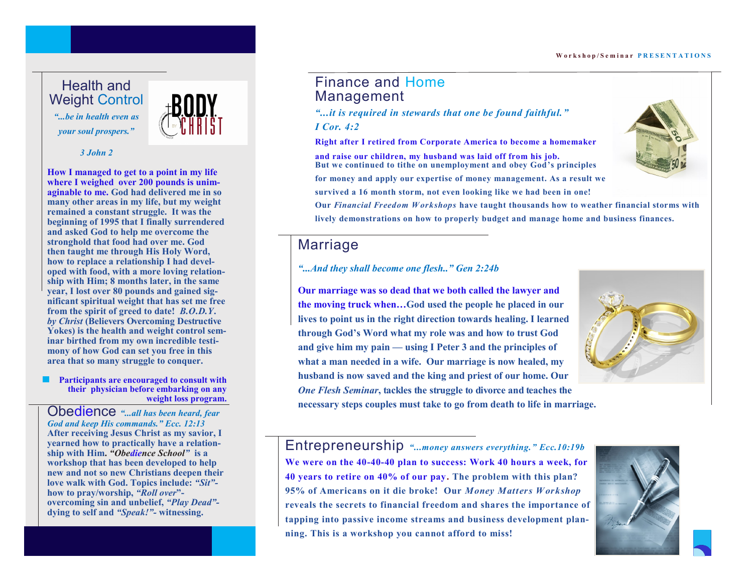# Health and Weight Control

*"...be in health even as your soul prospers."*

*3 John 2*

**How I managed to get to a point in my life where I weighed over 200 pounds is unimaginable to me.** God had delivered me in so many other areas in my life, but my weight remained a constant struggle. It was the beginning of 1995 that I finally surrendered and asked God to help me overcome the stronghold that food had over me. God then taught me through His Holy Word, how to replace a relationship I had developed with food, with a more loving relationship with Him; 8 months later, in the same year, I lost over 80 pounds and gained significant spiritual weight that has set me free from the spirit of greed to date! *B.O.D.Y. by Christ* (Believers Overcoming Destructive Yokes) is the health and weight control seminar birthed from my own incredible testimony of how God can set you free in this area that so many struggle to conquer.

- Participants are encouraged to consult with their physician before embarking on any weight loss program.

# Obedience

*"...all has been heard, fear God and keep His commands." Ecc. 12:13*

After receiving Jesus Christ as my savior, I yearned how to practically have a relationship with Him. ***"Obedience School"*** is a workshop that has been developed to help new and not so new Christians deepen their love walk with God. Topics include: ***"Sit"***- how to pray/worship, ***"Roll over"***- overcoming sin and unbelief, ***"Play Dead"***- dying to self and ***"Speak!"***- witnessing.

Workshop/Seminar PRESENTATIONS

# Finance and Home Management

*"...it is required in stewards that one be found faithful." I Cor. 4:2*

**Right after I retired from Corporate America to become a homemaker and raise our children, my husband was laid off from his job.** But we continued to tithe on unemployment and obey God's principles for money and apply our expertise of money management. As a result we survived a 16 month storm, not even looking like we had been in one! Our *Financial Freedom Workshops* have taught thousands how to weather financial storms with lively demonstrations on how to properly budget and manage home and business finances.

# Marriage

*"...And they shall become one flesh.." Gen 2:24b*

**Our marriage was so dead that we both called the lawyer and the moving truck when…**God used the people he placed in our lives to point us in the right direction towards healing. I learned through God's Word what my role was and how to trust God and give him my pain — using I Peter 3 and the principles of what a man needed in a wife. Our marriage is now healed, my husband is now saved and the king and priest of our home. Our *One Flesh Seminar*, tackles the struggle to divorce and teaches the necessary steps couples must take to go from death to life in marriage.

# Entrepreneurship

*"...money answers everything." Ecc.10:19b*

**We were on the 40-40-40 plan to success: Work 40 hours a week, for 40 years to retire on 40% of our pay.** The problem with this plan? 95% of Americans on it die broke! Our *Money Matters Workshop* reveals the secrets to financial freedom and shares the importance of tapping into passive income streams and business development planning. This is a workshop you cannot afford to miss!